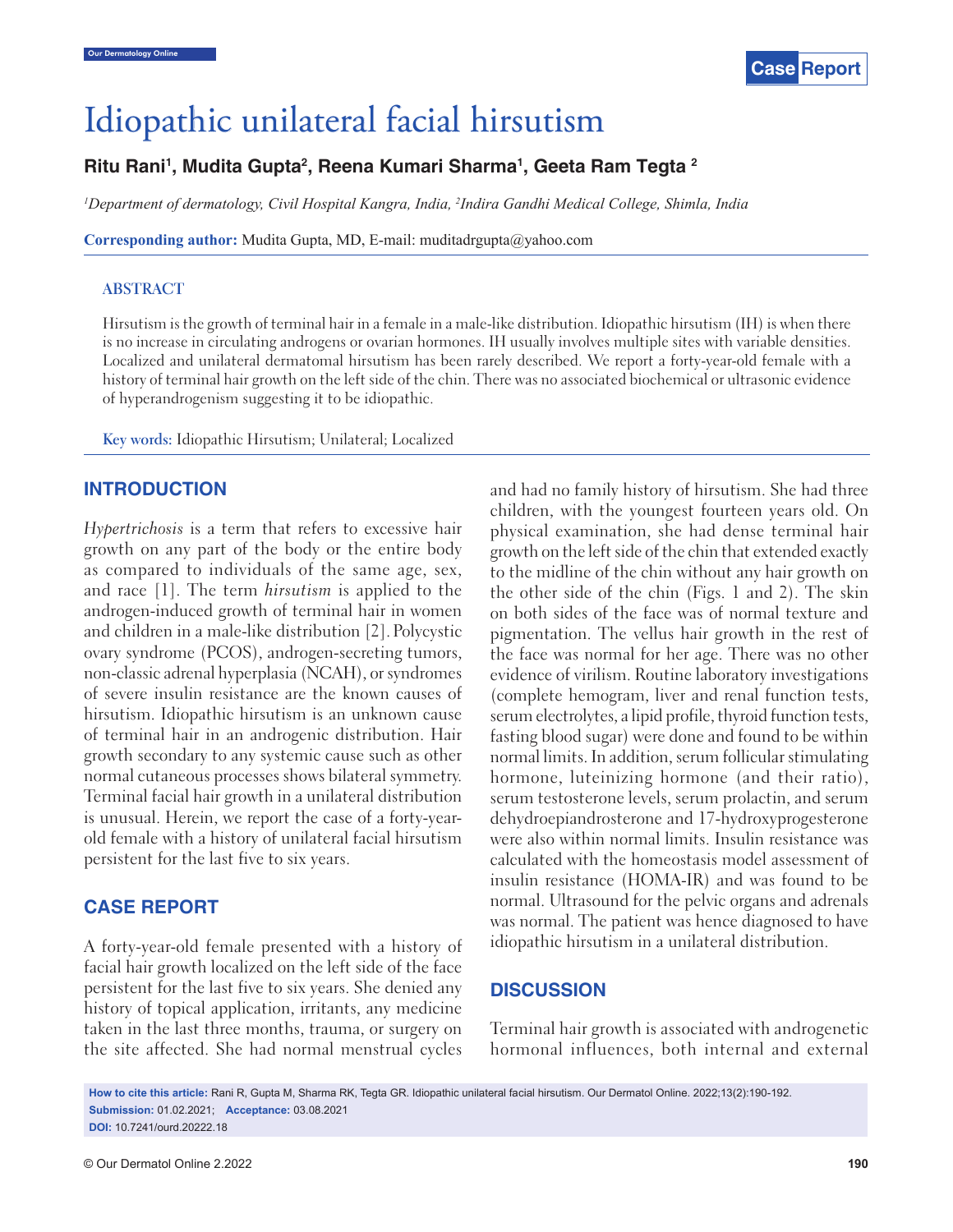# Idiopathic unilateral facial hirsutism

**Ritu Rani[1], Mudita Gupta[2], Reena Kumari Sharma[1], Geeta Ram Tegta [2]**

*[1]Department of dermatology, Civil Hospital Kangra, India, [2]Indira Gandhi Medical College, Shimla, India*

**Corresponding author:** Mudita Gupta, MD, E-mail: muditadrgupta@yahoo.com

## ABSTRACT

Hirsutism is the growth of terminal hair in a female in a male-like distribution. Idiopathic hirsutism (IH) is when there is no increase in circulating androgens or ovarian hormones. IH usually involves multiple sites with variable densities. Localized and unilateral dermatomal hirsutism has been rarely described. We report a forty-year-old female with a history of terminal hair growth on the left side of the chin. There was no associated biochemical or ultrasonic evidence of hyperandrogenism suggesting it to be idiopathic.

**Key words:** Idiopathic Hirsutism; Unilateral; Localized

## INTRODUCTION

*Hypertrichosis* is a term that refers to excessive hair growth on any part of the body or the entire body as compared to individuals of the same age, sex, and race [1]. The term *hirsutism* is applied to the androgen-induced growth of terminal hair in women and children in a male-like distribution [2]. Polycystic ovary syndrome (PCOS), androgen-secreting tumors, non-classic adrenal hyperplasia (NCAH), or syndromes of severe insulin resistance are the known causes of hirsutism. Idiopathic hirsutism is an unknown cause of terminal hair in an androgenic distribution. Hair growth secondary to any systemic cause such as other normal cutaneous processes shows bilateral symmetry. Terminal facial hair growth in a unilateral distribution is unusual. Herein, we report the case of a forty-year-old female with a history of unilateral facial hirsutism persistent for the last five to six years.

## CASE REPORT

A forty-year-old female presented with a history of facial hair growth localized on the left side of the face persistent for the last five to six years. She denied any history of topical application, irritants, any medicine taken in the last three months, trauma, or surgery on the site affected. She had normal menstrual cycles and had no family history of hirsutism. She had three children, with the youngest fourteen years old. On physical examination, she had dense terminal hair growth on the left side of the chin that extended exactly to the midline of the chin without any hair growth on the other side of the chin (Figs. 1 and 2). The skin on both sides of the face was of normal texture and pigmentation. The vellus hair growth in the rest of the face was normal for her age. There was no other evidence of virilism. Routine laboratory investigations (complete hemogram, liver and renal function tests, serum electrolytes, a lipid profile, thyroid function tests, fasting blood sugar) were done and found to be within normal limits. In addition, serum follicular stimulating hormone, luteinizing hormone (and their ratio), serum testosterone levels, serum prolactin, and serum dehydroepiandrosterone and 17-hydroxyprogesterone were also within normal limits. Insulin resistance was calculated with the homeostasis model assessment of insulin resistance (HOMA-IR) and was found to be normal. Ultrasound for the pelvic organs and adrenals was normal. The patient was hence diagnosed to have idiopathic hirsutism in a unilateral distribution.

## DISCUSSION

Terminal hair growth is associated with androgenetic hormonal influences, both internal and external

**How to cite this article:** Rani R, Gupta M, Sharma RK, Tegta GR. Idiopathic unilateral facial hirsutism. Our Dermatol Online. 2022;13(2):190-192.
**Submission:** 01.02.2021; **Acceptance:** 03.08.2021
**DOI:** 10.7241/ourd.20222.18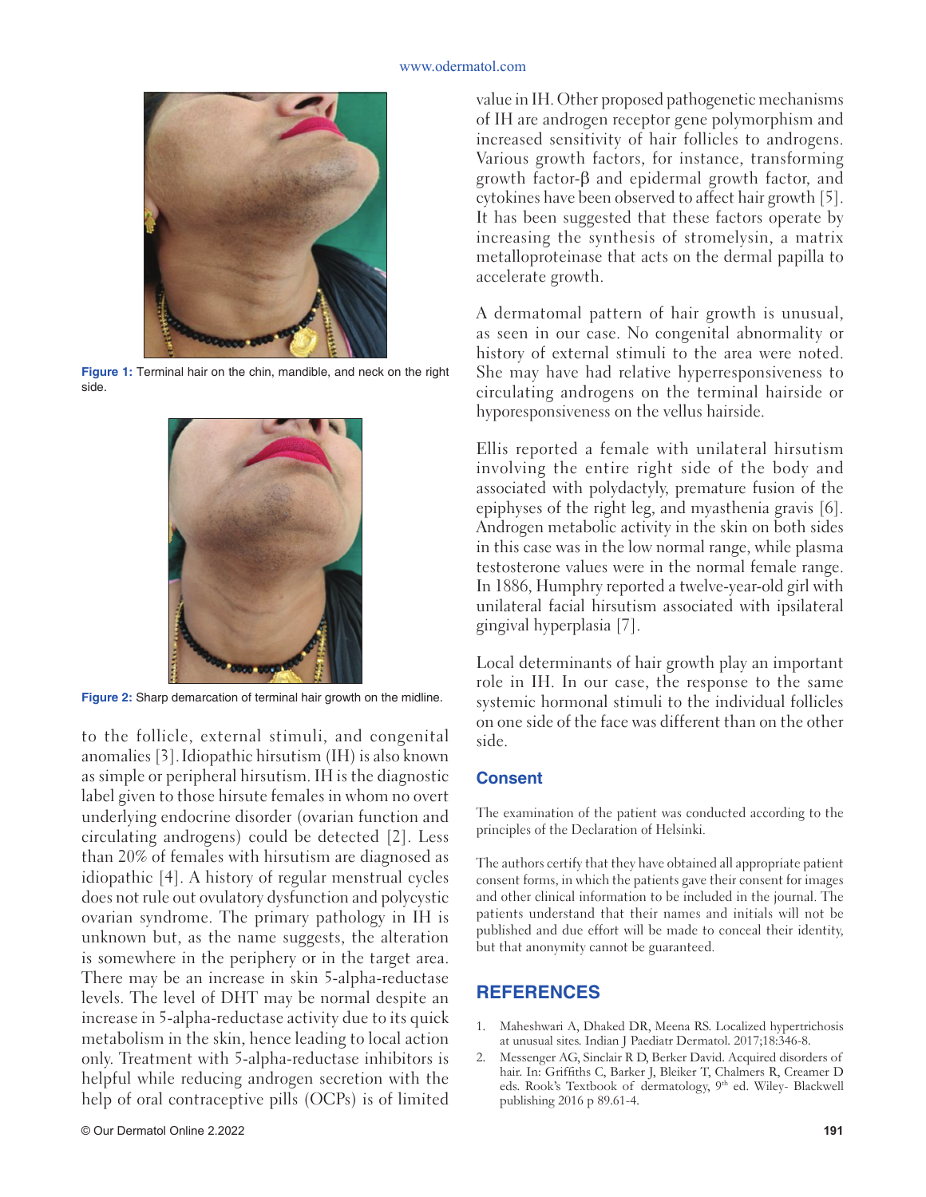Figure 1: Terminal hair on the chin, mandible, and neck on the right side.

Figure 2: Sharp demarcation of terminal hair growth on the midline.

to the follicle, external stimuli, and congenital anomalies [3]. Idiopathic hirsutism (IH) is also known as simple or peripheral hirsutism. IH is the diagnostic label given to those hirsute females in whom no overt underlying endocrine disorder (ovarian function and circulating androgens) could be detected [2]. Less than 20% of females with hirsutism are diagnosed as idiopathic [4]. A history of regular menstrual cycles does not rule out ovulatory dysfunction and polycystic ovarian syndrome. The primary pathology in IH is unknown but, as the name suggests, the alteration is somewhere in the periphery or in the target area. There may be an increase in skin 5-alpha-reductase levels. The level of DHT may be normal despite an increase in 5-alpha-reductase activity due to its quick metabolism in the skin, hence leading to local action only. Treatment with 5-alpha-reductase inhibitors is helpful while reducing androgen secretion with the help of oral contraceptive pills (OCPs) is of limited value in IH. Other proposed pathogenetic mechanisms of IH are androgen receptor gene polymorphism and increased sensitivity of hair follicles to androgens. Various growth factors, for instance, transforming growth factor-β and epidermal growth factor, and cytokines have been observed to affect hair growth [5]. It has been suggested that these factors operate by increasing the synthesis of stromelysin, a matrix metalloproteinase that acts on the dermal papilla to accelerate growth.

A dermatomal pattern of hair growth is unusual, as seen in our case. No congenital abnormality or history of external stimuli to the area were noted. She may have had relative hyperresponsiveness to circulating androgens on the terminal hairside or hyporesponsiveness on the vellus hairside.

Ellis reported a female with unilateral hirsutism involving the entire right side of the body and associated with polydactyly, premature fusion of the epiphyses of the right leg, and myasthenia gravis [6]. Androgen metabolic activity in the skin on both sides in this case was in the low normal range, while plasma testosterone values were in the normal female range. In 1886, Humphry reported a twelve-year-old girl with unilateral facial hirsutism associated with ipsilateral gingival hyperplasia [7].

Local determinants of hair growth play an important role in IH. In our case, the response to the same systemic hormonal stimuli to the individual follicles on one side of the face was different than on the other side.

## Consent

The examination of the patient was conducted according to the principles of the Declaration of Helsinki.

The authors certify that they have obtained all appropriate patient consent forms, in which the patients gave their consent for images and other clinical information to be included in the journal. The patients understand that their names and initials will not be published and due effort will be made to conceal their identity, but that anonymity cannot be guaranteed.

## REFERENCES

1. Maheshwari A, Dhaked DR, Meena RS. Localized hypertrichosis at unusual sites. Indian J Paediatr Dermatol. 2017;18:346-8.
2. Messenger AG, Sinclair R D, Berker David. Acquired disorders of hair. In: Griffiths C, Barker J, Bleiker T, Chalmers R, Creamer D eds. Rook's Textbook of dermatology, 9th ed. Wiley- Blackwell publishing 2016 p 89.61-4.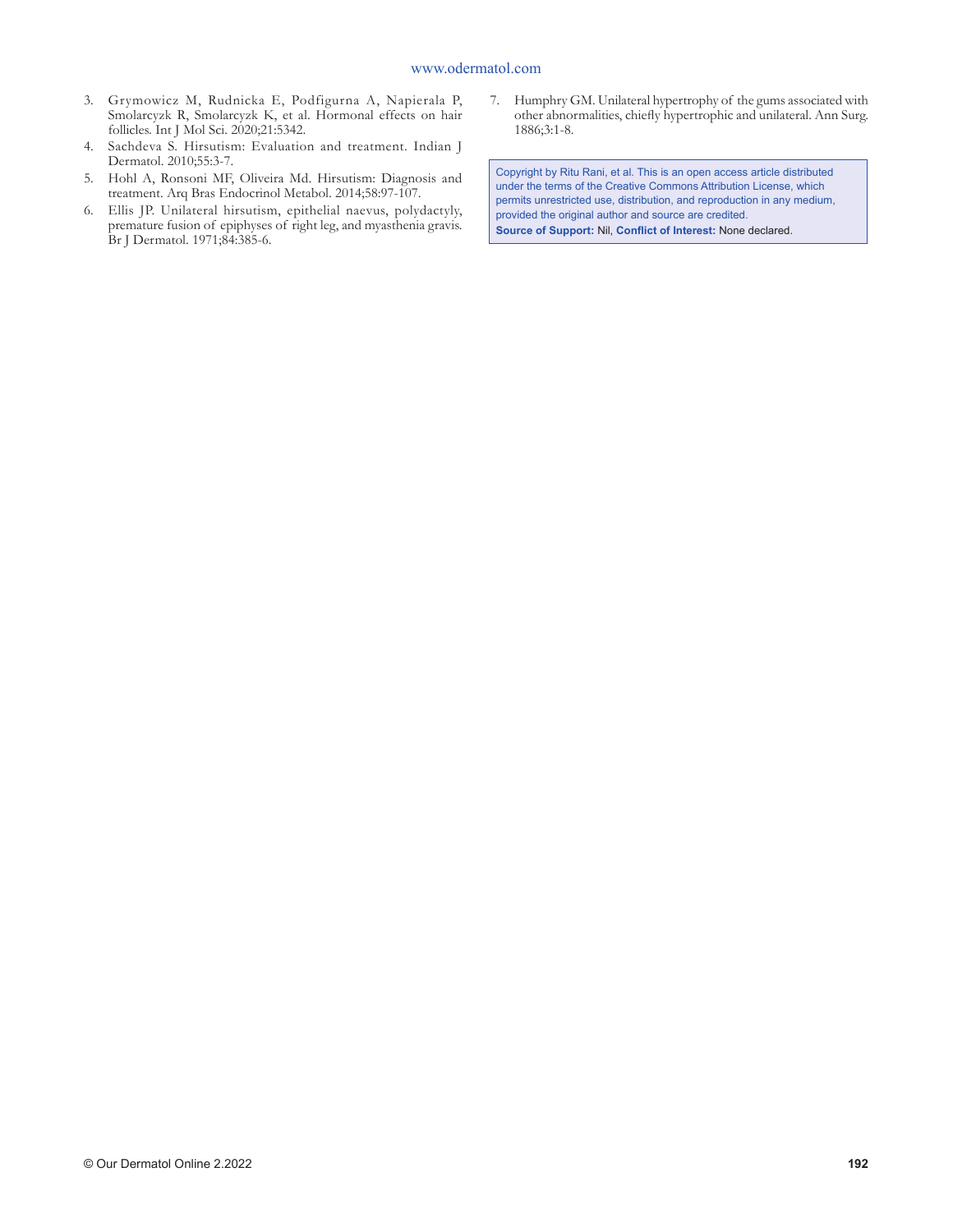3. Grymowicz M, Rudnicka E, Podfigurna A, Napierala P, Smolarcyzk R, Smolarcyzk K, et al. Hormonal effects on hair follicles. Int J Mol Sci. 2020;21:5342.
4. Sachdeva S. Hirsutism: Evaluation and treatment. Indian J Dermatol. 2010;55:3-7.
5. Hohl A, Ronsoni MF, Oliveira Md. Hirsutism: Diagnosis and treatment. Arq Bras Endocrinol Metabol. 2014;58:97-107.
6. Ellis JP. Unilateral hirsutism, epithelial naevus, polydactyly, premature fusion of epiphyses of right leg, and myasthenia gravis. Br J Dermatol. 1971;84:385-6.
7. Humphry GM. Unilateral hypertrophy of the gums associated with other abnormalities, chiefly hypertrophic and unilateral. Ann Surg. 1886;3:1-8.

Copyright by Ritu Rani, et al. This is an open access article distributed under the terms of the Creative Commons Attribution License, which permits unrestricted use, distribution, and reproduction in any medium, provided the original author and source are credited.

**Source of Support:** Nil, **Conflict of Interest:** None declared.